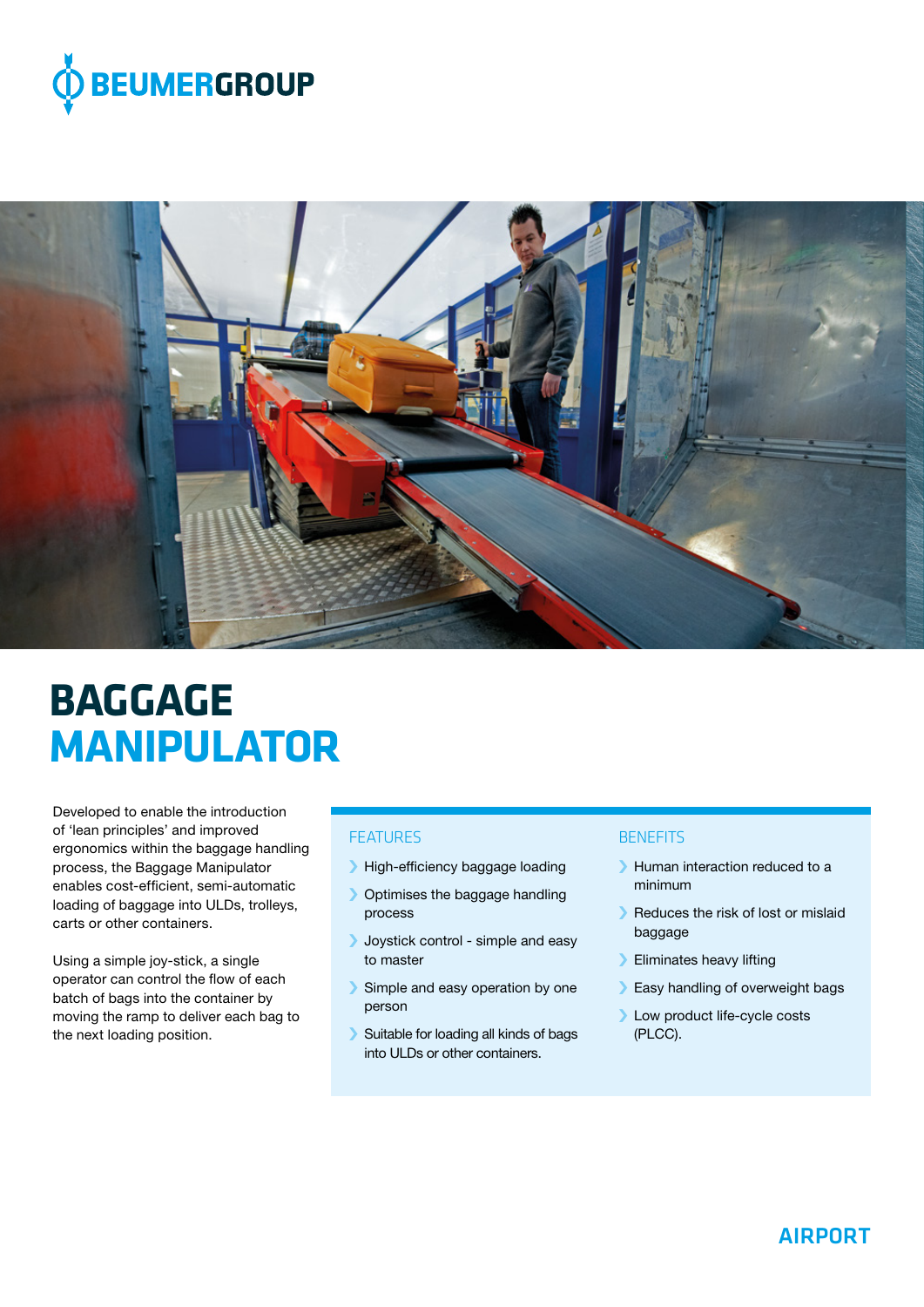BEUMERGROUP

# BAGGAGE MANIPULATOR

Developed to enable the introduction of 'lean principles' and improved ergonomics within the baggage handling process, the Baggage Manipulator enables cost-efficient, semi-automatic loading of baggage into ULDs, trolleys, carts or other containers.

Using a simple joy-stick, a single operator can control the flow of each batch of bags into the container by moving the ramp to deliver each bag to the next loading position.

## FEATURES

- High-efficiency baggage loading
- Optimises the baggage handling process
- Joystick control - simple and easy to master
- Simple and easy operation by one person
- Suitable for loading all kinds of bags into ULDs or other containers.

## BENEFITS

- Human interaction reduced to a minimum
- Reduces the risk of lost or mislaid baggage
- Eliminates heavy lifting
- Easy handling of overweight bags
- Low product life-cycle costs (PLCC).

AIRPORT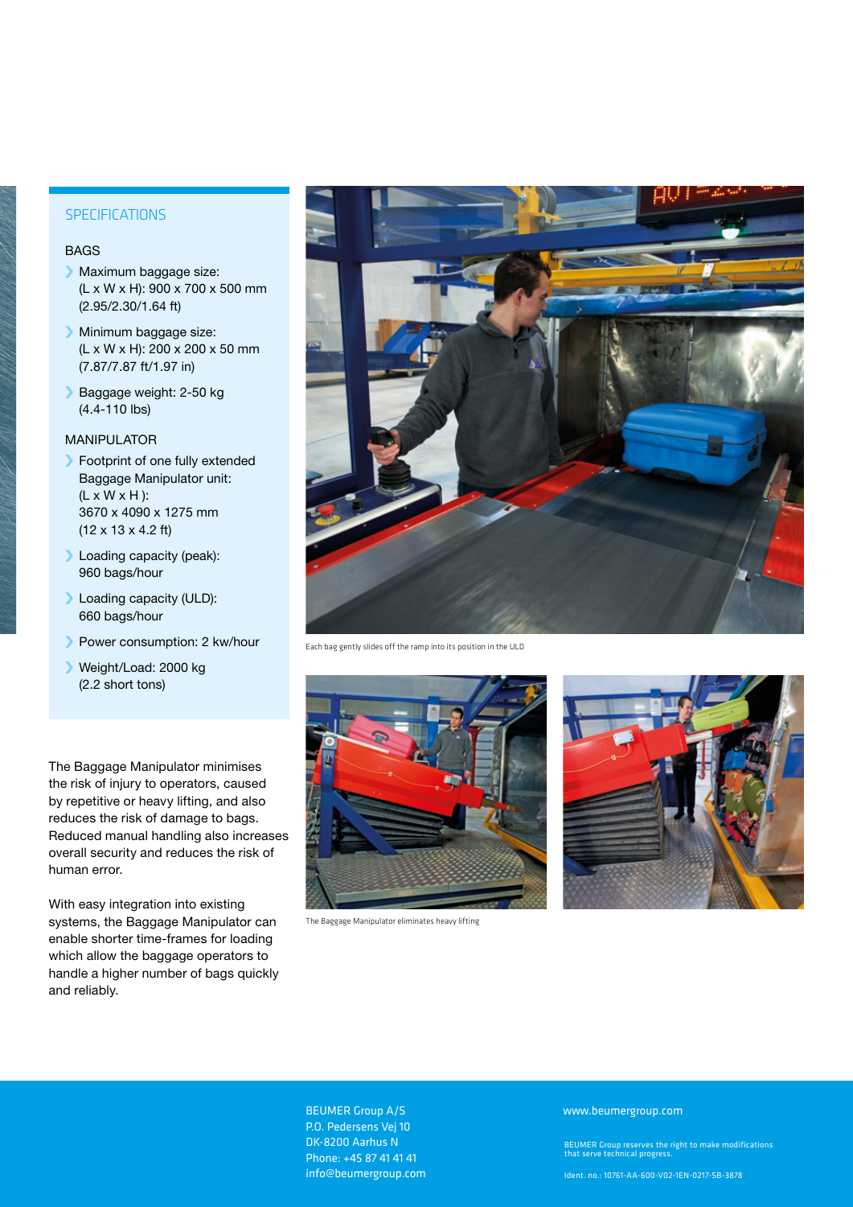## SPECIFICATIONS

### BAGS

- Maximum baggage size: (L x W x H): 900 x 700 x 500 mm (2.95/2.30/1.64 ft)
- Minimum baggage size: (L x W x H): 200 x 200 x 50 mm (7.87/7.87 ft/1.97 in)
- Baggage weight: 2-50 kg (4.4-110 lbs)

### MANIPULATOR

- Footprint of one fully extended Baggage Manipulator unit: (L x W x H ): 3670 x 4090 x 1275 mm (12 x 13 x 4.2 ft)
- Loading capacity (peak): 960 bags/hour
- Loading capacity (ULD): 660 bags/hour
- Power consumption: 2 kw/hour
- Weight/Load: 2000 kg (2.2 short tons)

Each bag gently slides off the ramp into its position in the ULD

The Baggage Manipulator eliminates heavy lifting

The Baggage Manipulator minimises the risk of injury to operators, caused by repetitive or heavy lifting, and also reduces the risk of damage to bags. Reduced manual handling also increases overall security and reduces the risk of human error.

With easy integration into existing systems, the Baggage Manipulator can enable shorter time-frames for loading which allow the baggage operators to handle a higher number of bags quickly and reliably.

BEUMER Group A/S
P.O. Pedersens Vej 10
DK-8200 Aarhus N
Phone: +45 87 41 41 41
info@beumergroup.com

www.beumergroup.com

BEUMER Group reserves the right to make modifications that serve technical progress.

Ident. no.: 10761-AA-600-V02-1EN-0217-SB-3878